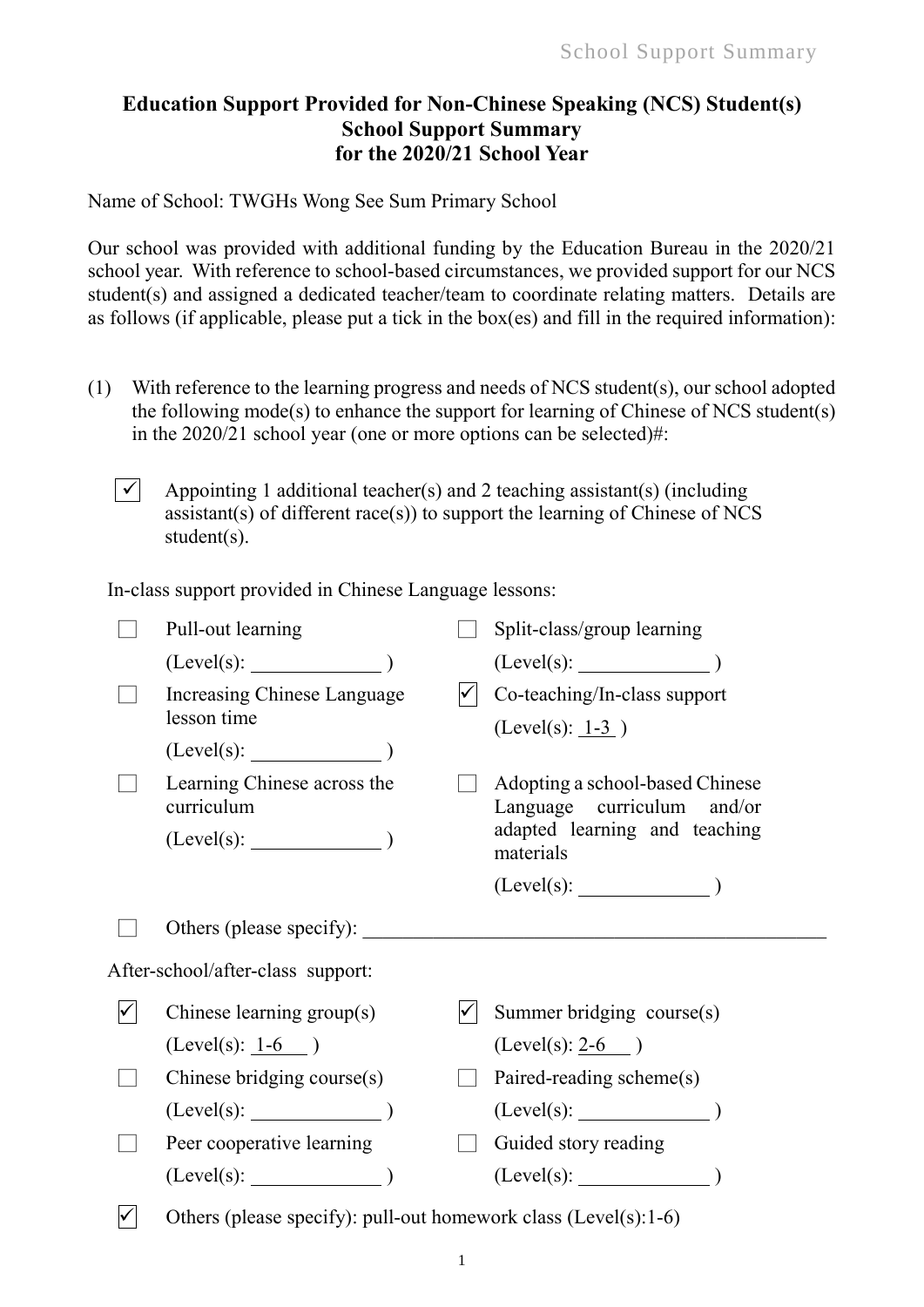**Education Support Provided for Non-Chinese Speaking (NCS) Student(s)**
**School Support Summary**
**for the 2020/21 School Year**

Name of School: TWGHs Wong See Sum Primary School

Our school was provided with additional funding by the Education Bureau in the 2020/21 school year. With reference to school-based circumstances, we provided support for our NCS student(s) and assigned a dedicated teacher/team to coordinate relating matters. Details are as follows (if applicable, please put a tick in the box(es) and fill in the required information):

(1) With reference to the learning progress and needs of NCS student(s), our school adopted the following mode(s) to enhance the support for learning of Chinese of NCS student(s) in the 2020/21 school year (one or more options can be selected)#:

☑ Appointing 1 additional teacher(s) and 2 teaching assistant(s) (including assistant(s) of different race(s)) to support the learning of Chinese of NCS student(s).

In-class support provided in Chinese Language lessons:

☐ Pull-out learning (Level(s): \_\_\_\_\_\_ )

☐ Split-class/group learning (Level(s): \_\_\_\_\_\_ )

☐ Increasing Chinese Language lesson time (Level(s): \_\_\_\_\_\_ )

☑ Co-teaching/In-class support (Level(s): 1-3 )

☐ Learning Chinese across the curriculum (Level(s): \_\_\_\_\_\_ )

☐ Adopting a school-based Chinese Language curriculum and/or adapted learning and teaching materials (Level(s): \_\_\_\_\_\_ )

☐ Others (please specify): \_\_\_\_\_\_

After-school/after-class support:

☑ Chinese learning group(s) (Level(s): 1-6 )

☑ Summer bridging course(s) (Level(s): 2-6 )

☐ Chinese bridging course(s) (Level(s): \_\_\_\_\_\_ )

☐ Paired-reading scheme(s) (Level(s): \_\_\_\_\_\_ )

☐ Peer cooperative learning (Level(s): \_\_\_\_\_\_ )

☐ Guided story reading (Level(s): \_\_\_\_\_\_ )

☑ Others (please specify): pull-out homework class (Level(s):1-6)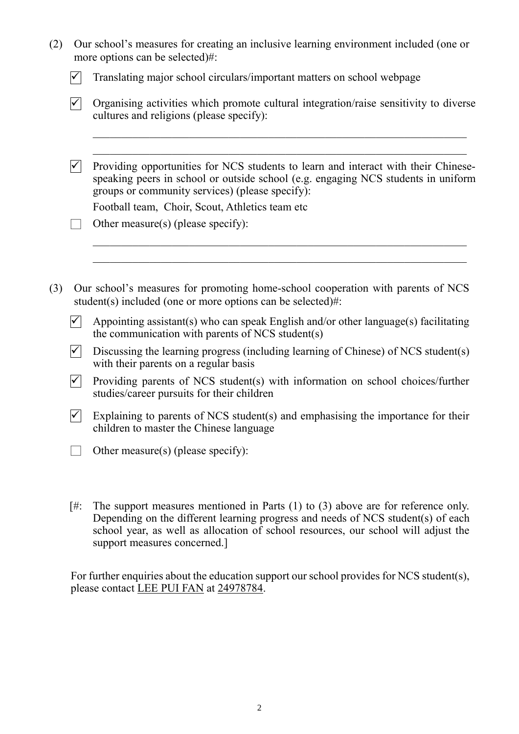(2) Our school's measures for creating an inclusive learning environment included (one or more options can be selected)#:

- ☑ Translating major school circulars/important matters on school webpage
- ☑ Organising activities which promote cultural integration/raise sensitivity to diverse cultures and religions (please specify):

  \_\_\_\_\_\_\_\_\_\_\_\_\_\_\_\_\_\_\_\_\_\_\_\_\_\_\_\_\_\_\_\_\_\_\_\_\_\_\_\_\_\_\_\_\_\_\_\_\_\_\_\_\_\_\_\_\_\_\_\_\_\_

  \_\_\_\_\_\_\_\_\_\_\_\_\_\_\_\_\_\_\_\_\_\_\_\_\_\_\_\_\_\_\_\_\_\_\_\_\_\_\_\_\_\_\_\_\_\_\_\_\_\_\_\_\_\_\_\_\_\_\_\_\_\_

- ☑ Providing opportunities for NCS students to learn and interact with their Chinese-speaking peers in school or outside school (e.g. engaging NCS students in uniform groups or community services) (please specify):

  Football team, Choir, Scout, Athletics team etc

- ☐ Other measure(s) (please specify):

  \_\_\_\_\_\_\_\_\_\_\_\_\_\_\_\_\_\_\_\_\_\_\_\_\_\_\_\_\_\_\_\_\_\_\_\_\_\_\_\_\_\_\_\_\_\_\_\_\_\_\_\_\_\_\_\_\_\_\_\_\_\_

  \_\_\_\_\_\_\_\_\_\_\_\_\_\_\_\_\_\_\_\_\_\_\_\_\_\_\_\_\_\_\_\_\_\_\_\_\_\_\_\_\_\_\_\_\_\_\_\_\_\_\_\_\_\_\_\_\_\_\_\_\_\_

(3) Our school's measures for promoting home-school cooperation with parents of NCS student(s) included (one or more options can be selected)#:

- ☑ Appointing assistant(s) who can speak English and/or other language(s) facilitating the communication with parents of NCS student(s)
- ☑ Discussing the learning progress (including learning of Chinese) of NCS student(s) with their parents on a regular basis
- ☑ Providing parents of NCS student(s) with information on school choices/further studies/career pursuits for their children
- ☑ Explaining to parents of NCS student(s) and emphasising the importance for their children to master the Chinese language
- ☐ Other measure(s) (please specify):

[#: The support measures mentioned in Parts (1) to (3) above are for reference only. Depending on the different learning progress and needs of NCS student(s) of each school year, as well as allocation of school resources, our school will adjust the support measures concerned.]

For further enquiries about the education support our school provides for NCS student(s), please contact LEE PUI FAN at 24978784.